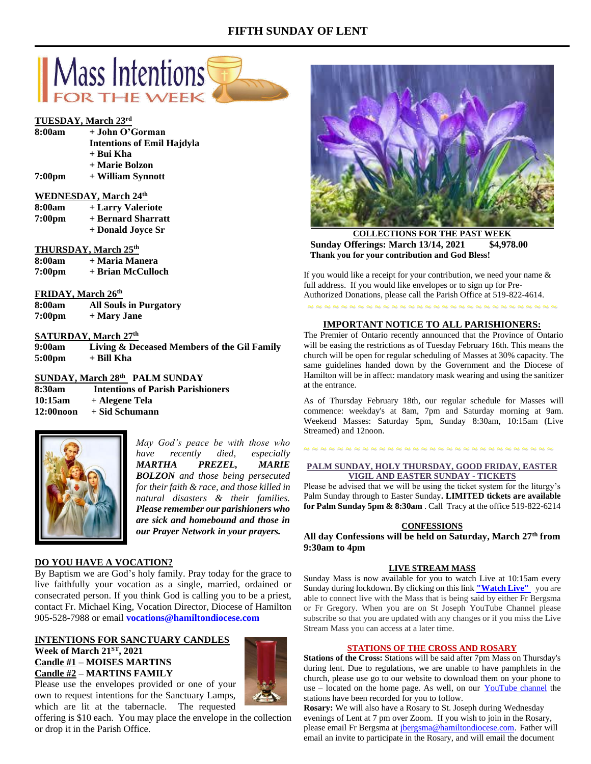# FIFTH SUNDAY OF LENT

## Mass Intentions FOR THE WEEK

**TUESDAY, March 23rd**

| | |
|---|---|
| **8:00am** | **+ John O'Gorman** |
| | **Intentions of Emil Hajdyla** |
| | **+ Bui Kha** |
| | **+ Marie Bolzon** |
| **7:00pm** | **+ William Synnott** |

**WEDNESDAY, March 24th**

| | |
|---|---|
| **8:00am** | **+ Larry Valeriote** |
| **7:00pm** | **+ Bernard Sharratt** |
| | **+ Donald Joyce Sr** |

**THURSDAY, March 25th**

| | |
|---|---|
| **8:00am** | **+ Maria Manera** |
| **7:00pm** | **+ Brian McCulloch** |

**FRIDAY, March 26th**

| | |
|---|---|
| **8:00am** | **All Souls in Purgatory** |
| **7:00pm** | **+ Mary Jane** |

**SATURDAY, March 27th**

| | |
|---|---|
| **9:00am** | **Living & Deceased Members of the Gil Family** |
| **5:00pm** | **+ Bill Kha** |

**SUNDAY, March 28th PALM SUNDAY**

| | |
|---|---|
| **8:30am** | **Intentions of Parish Parishioners** |
| **10:15am** | **+ Alegene Tela** |
| **12:00noon** | **+ Sid Schumann** |

*May God's peace be with those who have recently died, especially* ***MARTHA PREZEL, MARIE BOLZON*** *and those being persecuted for their faith & race, and those killed in natural disasters & their families.* ***Please remember our parishioners who are sick and homebound and those in our Prayer Network in your prayers.***

**DO YOU HAVE A VOCATION?**

By Baptism we are God's holy family. Pray today for the grace to live faithfully your vocation as a single, married, ordained or consecrated person. If you think God is calling you to be a priest, contact Fr. Michael King, Vocation Director, Diocese of Hamilton 905-528-7988 or email **vocations@hamiltondiocese.com**

**INTENTIONS FOR SANCTUARY CANDLES**
**Week of March 21ST, 2021**
**Candle #1 – MOISES MARTINS**
**Candle #2 – MARTINS FAMILY**

Please use the envelopes provided or one of your own to request intentions for the Sanctuary Lamps, which are lit at the tabernacle. The requested offering is $10 each. You may place the envelope in the collection or drop it in the Parish Office.

**COLLECTIONS FOR THE PAST WEEK**
**Sunday Offerings: March 13/14, 2021 $4,978.00**
**Thank you for your contribution and God Bless!**

If you would like a receipt for your contribution, we need your name & full address. If you would like envelopes or to sign up for Pre-Authorized Donations, please call the Parish Office at 519-822-4614.

**IMPORTANT NOTICE TO ALL PARISHIONERS:**

The Premier of Ontario recently announced that the Province of Ontario will be easing the restrictions as of Tuesday February 16th. This means the church will be open for regular scheduling of Masses at 30% capacity. The same guidelines handed down by the Government and the Diocese of Hamilton will be in affect: mandatory mask wearing and using the sanitizer at the entrance.

As of Thursday February 18th, our regular schedule for Masses will commence: weekday's at 8am, 7pm and Saturday morning at 9am. Weekend Masses: Saturday 5pm, Sunday 8:30am, 10:15am (Live Streamed) and 12noon.

**PALM SUNDAY, HOLY THURSDAY, GOOD FRIDAY, EASTER VIGIL AND EASTER SUNDAY - TICKETS**

Please be advised that we will be using the ticket system for the liturgy's Palm Sunday through to Easter Sunday**. LIMITED tickets are available for Palm Sunday 5pm & 8:30am** . Call Tracy at the office 519-822-6214

**CONFESSIONS**
**All day Confessions will be held on Saturday, March 27th from 9:30am to 4pm**

**LIVE STREAM MASS**

Sunday Mass is now available for you to watch Live at 10:15am every Sunday during lockdown. By clicking on this link **"Watch Live"** you are able to connect live with the Mass that is being said by either Fr Bergsma or Fr Gregory. When you are on St Joseph YouTube Channel please subscribe so that you are updated with any changes or if you miss the Live Stream Mass you can access at a later time.

**STATIONS OF THE CROSS AND ROSARY**

**Stations of the Cross:** Stations will be said after 7pm Mass on Thursday's during lent. Due to regulations, we are unable to have pamphlets in the church, please use go to our website to download them on your phone to use – located on the home page. As well, on our YouTube channel the stations have been recorded for you to follow.

**Rosary:** We will also have a Rosary to St. Joseph during Wednesday evenings of Lent at 7 pm over Zoom. If you wish to join in the Rosary, please email Fr Bergsma at jbergsma@hamiltondiocese.com. Father will email an invite to participate in the Rosary, and will email the document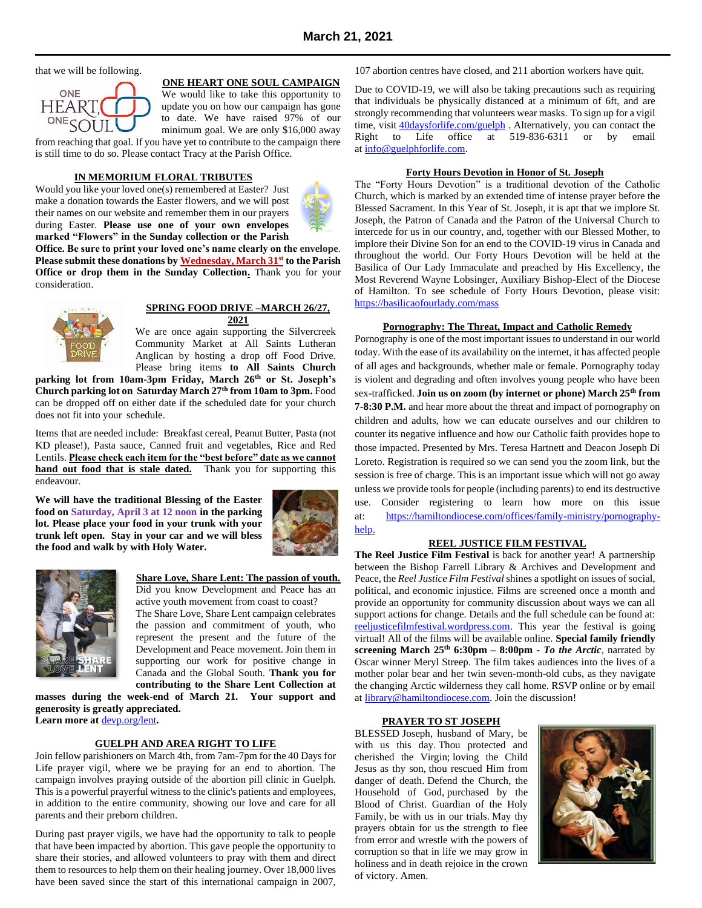that we will be following.

## ONE HEART ONE SOUL CAMPAIGN

We would like to take this opportunity to update you on how our campaign has gone to date. We have raised 97% of our minimum goal. We are only $16,000 away from reaching that goal. If you have yet to contribute to the campaign there is still time to do so. Please contact Tracy at the Parish Office.

## IN MEMORIUM FLORAL TRIBUTES

Would you like your loved one(s) remembered at Easter? Just make a donation towards the Easter flowers, and we will post their names on our website and remember them in our prayers during Easter. **Please use one of your own envelopes marked "Flowers" in the Sunday collection or the Parish Office. Be sure to print your loved one's name clearly on the envelope. Please submit these donations by Wednesday, March 31st to the Parish Office or drop them in the Sunday Collection.** Thank you for your consideration.

## SPRING FOOD DRIVE –MARCH 26/27, 2021

We are once again supporting the Silvercreek Community Market at All Saints Lutheran Anglican by hosting a drop off Food Drive. Please bring items **to All Saints Church parking lot from 10am-3pm Friday, March 26th or St. Joseph's Church parking lot on Saturday March 27th from 10am to 3pm.** Food can be dropped off on either date if the scheduled date for your church does not fit into your schedule.

Items that are needed include: Breakfast cereal, Peanut Butter, Pasta (not KD please!), Pasta sauce, Canned fruit and vegetables, Rice and Red Lentils. **Please check each item for the "best before" date as we cannot hand out food that is stale dated.** Thank you for supporting this endeavour.

**We will have the traditional Blessing of the Easter food on Saturday, April 3 at 12 noon in the parking lot. Please place your food in your trunk with your trunk left open. Stay in your car and we will bless the food and walk by with Holy Water.**

## Share Love, Share Lent: The passion of youth.

Did you know Development and Peace has an active youth movement from coast to coast?

The Share Love, Share Lent campaign celebrates the passion and commitment of youth, who represent the present and the future of the Development and Peace movement. Join them in supporting our work for positive change in Canada and the Global South. **Thank you for contributing to the Share Lent Collection at masses during the week-end of March 21. Your support and generosity is greatly appreciated.**

**Learn more at** devp.org/lent**.**

## GUELPH AND AREA RIGHT TO LIFE

Join fellow parishioners on March 4th, from 7am-7pm for the 40 Days for Life prayer vigil, where we be praying for an end to abortion. The campaign involves praying outside of the abortion pill clinic in Guelph. This is a powerful prayerful witness to the clinic's patients and employees, in addition to the entire community, showing our love and care for all parents and their preborn children.

During past prayer vigils, we have had the opportunity to talk to people that have been impacted by abortion. This gave people the opportunity to share their stories, and allowed volunteers to pray with them and direct them to resources to help them on their healing journey. Over 18,000 lives have been saved since the start of this international campaign in 2007, 107 abortion centres have closed, and 211 abortion workers have quit.

Due to COVID-19, we will also be taking precautions such as requiring that individuals be physically distanced at a minimum of 6ft, and are strongly recommending that volunteers wear masks. To sign up for a vigil time, visit 40daysforlife.com/guelph . Alternatively, you can contact the Right to Life office at 519-836-6311 or by email at info@guelphforlife.com.

## Forty Hours Devotion in Honor of St. Joseph

The "Forty Hours Devotion" is a traditional devotion of the Catholic Church, which is marked by an extended time of intense prayer before the Blessed Sacrament. In this Year of St. Joseph, it is apt that we implore St. Joseph, the Patron of Canada and the Patron of the Universal Church to intercede for us in our country, and, together with our Blessed Mother, to implore their Divine Son for an end to the COVID-19 virus in Canada and throughout the world. Our Forty Hours Devotion will be held at the Basilica of Our Lady Immaculate and preached by His Excellency, the Most Reverend Wayne Lobsinger, Auxiliary Bishop-Elect of the Diocese of Hamilton. To see schedule of Forty Hours Devotion, please visit: https://basilicaofourlady.com/mass

## Pornography: The Threat, Impact and Catholic Remedy

Pornography is one of the most important issues to understand in our world today. With the ease of its availability on the internet, it has affected people of all ages and backgrounds, whether male or female. Pornography today is violent and degrading and often involves young people who have been sex-trafficked. **Join us on zoom (by internet or phone) March 25th from 7-8:30 P.M.** and hear more about the threat and impact of pornography on children and adults, how we can educate ourselves and our children to counter its negative influence and how our Catholic faith provides hope to those impacted. Presented by Mrs. Teresa Hartnett and Deacon Joseph Di Loreto. Registration is required so we can send you the zoom link, but the session is free of charge. This is an important issue which will not go away unless we provide tools for people (including parents) to end its destructive use. Consider registering to learn how more on this issue at: https://hamiltondiocese.com/offices/family-ministry/pornography-help.

## REEL JUSTICE FILM FESTIVAL

**The Reel Justice Film Festival** is back for another year! A partnership between the Bishop Farrell Library & Archives and Development and Peace, the *Reel Justice Film Festival* shines a spotlight on issues of social, political, and economic injustice. Films are screened once a month and provide an opportunity for community discussion about ways we can all support actions for change. Details and the full schedule can be found at: reeljusticefilmfestival.wordpress.com. This year the festival is going virtual! All of the films will be available online. **Special family friendly screening March 25th 6:30pm – 8:00pm - *To the Arctic*,** narrated by Oscar winner Meryl Streep. The film takes audiences into the lives of a mother polar bear and her twin seven-month-old cubs, as they navigate the changing Arctic wilderness they call home. RSVP online or by email at library@hamiltondiocese.com. Join the discussion!

## PRAYER TO ST JOSEPH

BLESSED Joseph, husband of Mary, be with us this day. Thou protected and cherished the Virgin; loving the Child Jesus as thy son, thou rescued Him from danger of death. Defend the Church, the Household of God, purchased by the Blood of Christ. Guardian of the Holy Family, be with us in our trials. May thy prayers obtain for us the strength to flee from error and wrestle with the powers of corruption so that in life we may grow in holiness and in death rejoice in the crown of victory. Amen.